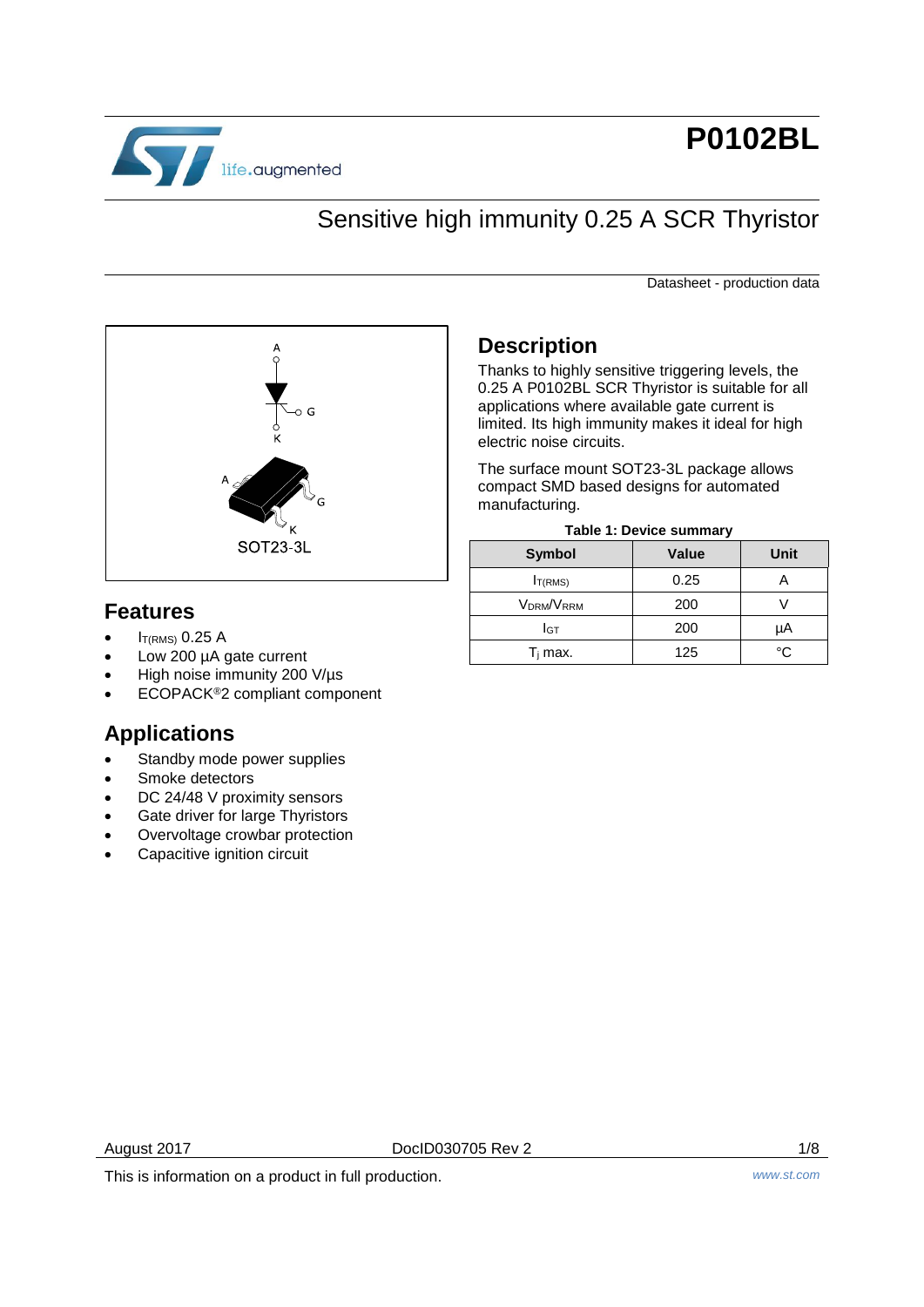# P0102BL

## Sensitive high immunity 0.25 A SCR Thyristor

Datasheet - production data

SOT23-3L

## Features

- $I_{T(RMS)}$ 0.25 A
- Low 200 µA gate current
- High noise immunity 200 V/µs
- ECOPACK®2 compliant component

## Applications

- Standby mode power supplies
- Smoke detectors
- DC 24/48 V proximity sensors
- Gate driver for large Thyristors
- Overvoltage crowbar protection
- Capacitive ignition circuit

## Description

Thanks to highly sensitive triggering levels, the 0.25 A P0102BL SCR Thyristor is suitable for all applications where available gate current is limited. Its high immunity makes it ideal for high electric noise circuits.

The surface mount SOT23-3L package allows compact SMD based designs for automated manufacturing.

**Table 1: Device summary**

| Symbol | Value | Unit |
|---|---|---|
| $I_{T(RMS)}$ | 0.25 | A |
| $V_{DRM}/V_{RRM}$ | 200 | V |
| $I_{GT}$ | 200 | µA |
| $T_j$ max. | 125 | °C |

August 2017 DocID030705 Rev 2

This is information on a product in full production.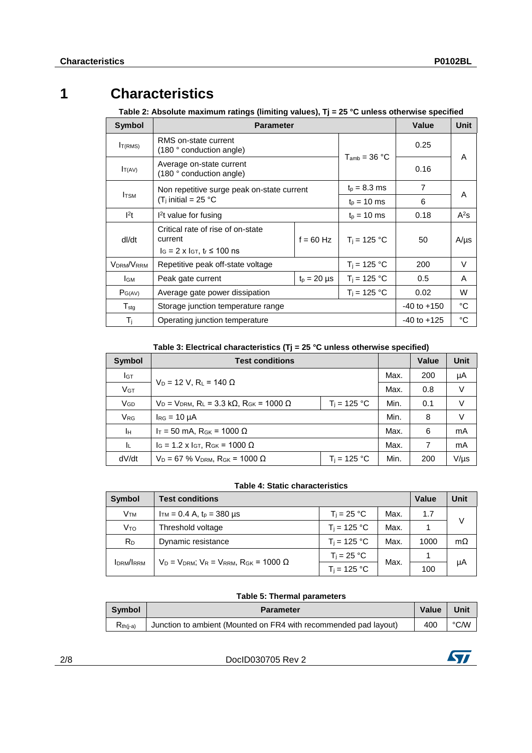# 1 Characteristics

**Table 2: Absolute maximum ratings (limiting values), Tj = 25 °C unless otherwise specified**

| Symbol | Parameter | | | Value | Unit |
|---|---|---|---|---|---|
| $I_{T(RMS)}$ | RMS on-state current (180 ° conduction angle) | | $T_{amb}$ = 36 °C | 0.25 | A |
| $I_{T(AV)}$ | Average on-state current (180 ° conduction angle) | | | 0.16 | |
| $I_{TSM}$ | Non repetitive surge peak on-state current ($T_j$ initial = 25 °C | | $t_p$ = 8.3 ms | 7 | A |
| | | | $t_p$ = 10 ms | 6 | |
| $I^2t$ | $I^2t$ value for fusing | | $t_p$ = 10 ms | 0.18 | $A^2s$ |
| dI/dt | Critical rate of rise of on-state current $I_G = 2 \times I_{GT}$, $t_r \leq 100$ ns | f = 60 Hz | $T_j$ = 125 °C | 50 | A/µs |
| $V_{DRM}/V_{RRM}$ | Repetitive peak off-state voltage | | $T_j$ = 125 °C | 200 | V |
| $I_{GM}$ | Peak gate current | $t_p$ = 20 µs | $T_j$ = 125 °C | 0.5 | A |
| $P_{G(AV)}$ | Average gate power dissipation | | $T_j$ = 125 °C | 0.02 | W |
| $T_{stg}$ | Storage junction temperature range | | | -40 to +150 | °C |
| $T_j$ | Operating junction temperature | | | -40 to +125 | °C |

**Table 3: Electrical characteristics (Tj = 25 °C unless otherwise specified)**

| Symbol | Test conditions | | | Value | Unit |
|---|---|---|---|---|---|
| $I_{GT}$ | $V_D$ = 12 V, $R_L$ = 140 Ω | | Max. | 200 | µA |
| $V_{GT}$ | | | Max. | 0.8 | V |
| $V_{GD}$ | $V_D = V_{DRM}$, $R_L$ = 3.3 kΩ, $R_{GK}$ = 1000 Ω | $T_j$ = 125 °C | Min. | 0.1 | V |
| $V_{RG}$ | $I_{RG}$ = 10 µA | | Min. | 8 | V |
| $I_H$ | $I_T$ = 50 mA, $R_{GK}$ = 1000 Ω | | Max. | 6 | mA |
| $I_L$ | $I_G = 1.2 \times I_{GT}$, $R_{GK}$ = 1000 Ω | | Max. | 7 | mA |
| dV/dt | $V_D$ = 67 % $V_{DRM}$, $R_{GK}$ = 1000 Ω | $T_j$ = 125 °C | Min. | 200 | V/µs |

**Table 4: Static characteristics**

| Symbol | Test conditions | | | Value | Unit |
|---|---|---|---|---|---|
| $V_{TM}$ | $I_{TM}$ = 0.4 A, $t_p$ = 380 µs | $T_j$ = 25 °C | Max. | 1.7 | V |
| $V_{TO}$ | Threshold voltage | $T_j$ = 125 °C | Max. | 1 | |
| $R_D$ | Dynamic resistance | $T_j$ = 125 °C | Max. | 1000 | mΩ |
| $I_{DRM}/I_{RRM}$ | $V_D = V_{DRM}$; $V_R = V_{RRM}$, $R_{GK}$ = 1000 Ω | $T_j$ = 25 °C | Max. | 1 | µA |
| | | $T_j$ = 125 °C | | 100 | |

**Table 5: Thermal parameters**

| Symbol | Parameter | Value | Unit |
|---|---|---|---|
| $R_{th(j-a)}$ | Junction to ambient (Mounted on FR4 with recommended pad layout) | 400 | °C/W |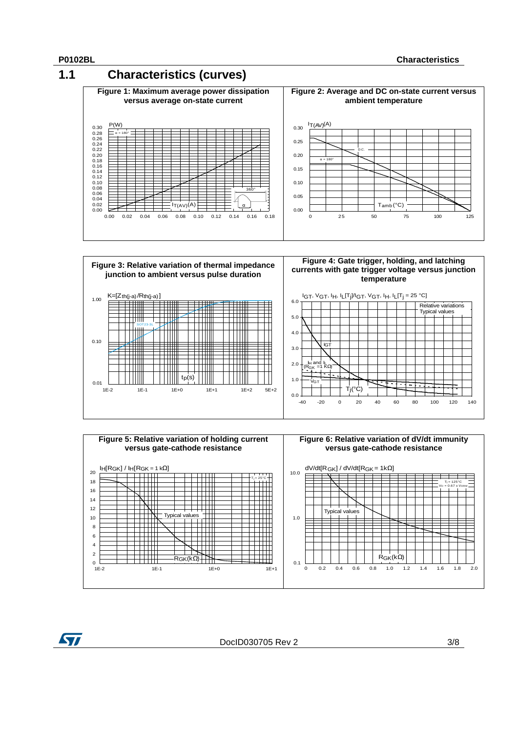## 1.1 Characteristics (curves)

**Figure 1: Maximum average power dissipation versus average on-state current**

**Figure 2: Average and DC on-state current versus ambient temperature**

**Figure 3: Relative variation of thermal impedance junction to ambient versus pulse duration**

**Figure 4: Gate trigger, holding, and latching currents with gate trigger voltage versus junction temperature**

**Figure 5: Relative variation of holding current versus gate-cathode resistance**

**Figure 6: Relative variation of dV/dt immunity versus gate-cathode resistance**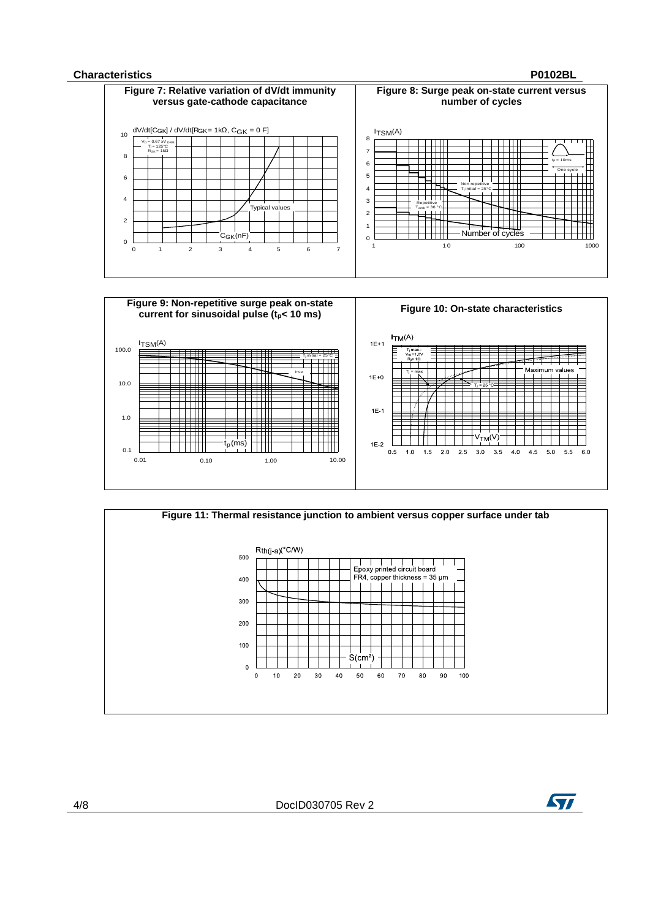**Figure 7: Relative variation of dV/dt immunity versus gate-cathode capacitance**

**Figure 8: Surge peak on-state current versus number of cycles**

**Figure 9: Non-repetitive surge peak on-state current for sinusoidal pulse ($t_p$< 10 ms)**

**Figure 10: On-state characteristics**

**Figure 11: Thermal resistance junction to ambient versus copper surface under tab**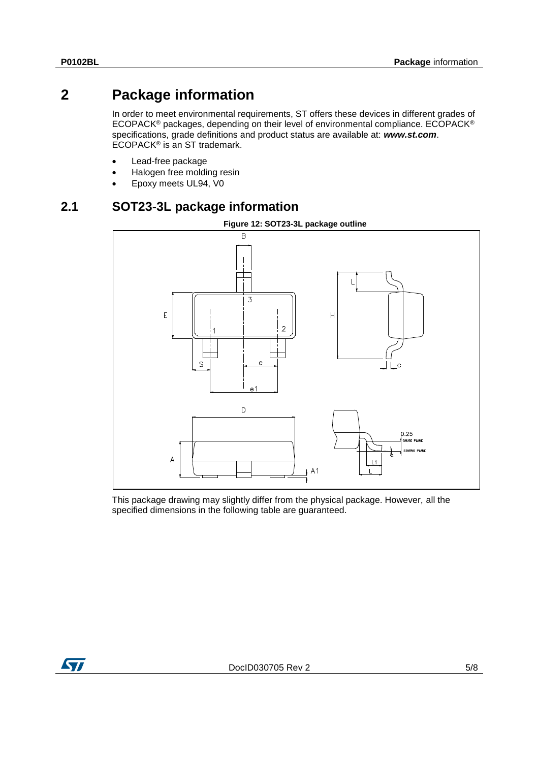# 2 Package information

In order to meet environmental requirements, ST offers these devices in different grades of ECOPACK® packages, depending on their level of environmental compliance. ECOPACK® specifications, grade definitions and product status are available at: ***www.st.com***. ECOPACK® is an ST trademark.

- Lead-free package
- Halogen free molding resin
- Epoxy meets UL94, V0

## 2.1 SOT23-3L package information

**Figure 12: SOT23-3L package outline**

This package drawing may slightly differ from the physical package. However, all the specified dimensions in the following table are guaranteed.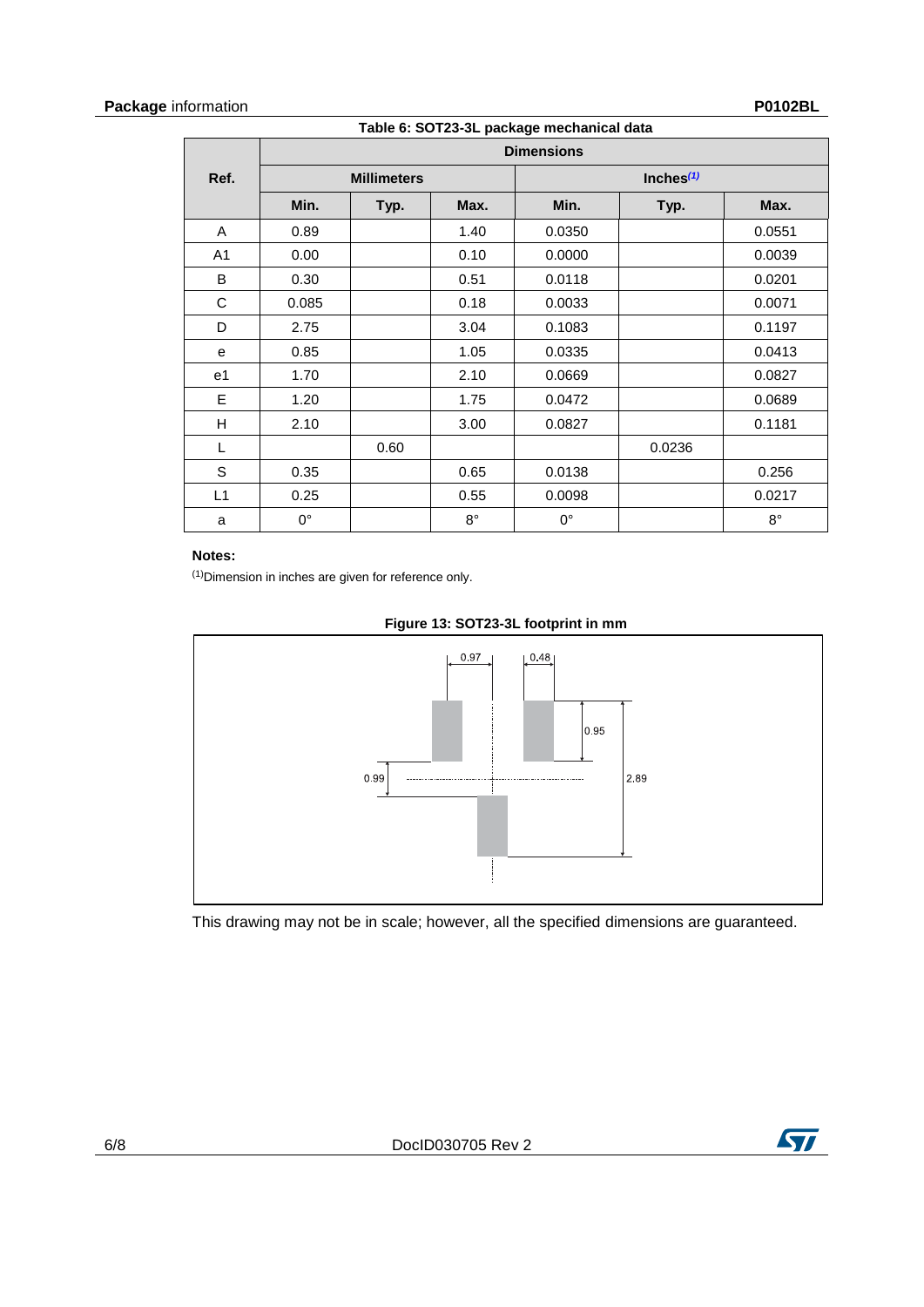Table 6: SOT23-3L package mechanical data

| Ref. | Dimensions | | | | | |
|---|---|---|---|---|---|---|
| | Millimeters | | | Inches[(1)] | | |
| | Min. | Typ. | Max. | Min. | Typ. | Max. |
| A | 0.89 | | 1.40 | 0.0350 | | 0.0551 |
| A1 | 0.00 | | 0.10 | 0.0000 | | 0.0039 |
| B | 0.30 | | 0.51 | 0.0118 | | 0.0201 |
| C | 0.085 | | 0.18 | 0.0033 | | 0.0071 |
| D | 2.75 | | 3.04 | 0.1083 | | 0.1197 |
| e | 0.85 | | 1.05 | 0.0335 | | 0.0413 |
| e1 | 1.70 | | 2.10 | 0.0669 | | 0.0827 |
| E | 1.20 | | 1.75 | 0.0472 | | 0.0689 |
| H | 2.10 | | 3.00 | 0.0827 | | 0.1181 |
| L | | 0.60 | | | 0.0236 | |
| S | 0.35 | | 0.65 | 0.0138 | | 0.256 |
| L1 | 0.25 | | 0.55 | 0.0098 | | 0.0217 |
| a | 0° | | 8° | 0° | | 8° |

**Notes:**

[(1)]Dimension in inches are given for reference only.

**Figure 13: SOT23-3L footprint in mm**

This drawing may not be in scale; however, all the specified dimensions are guaranteed.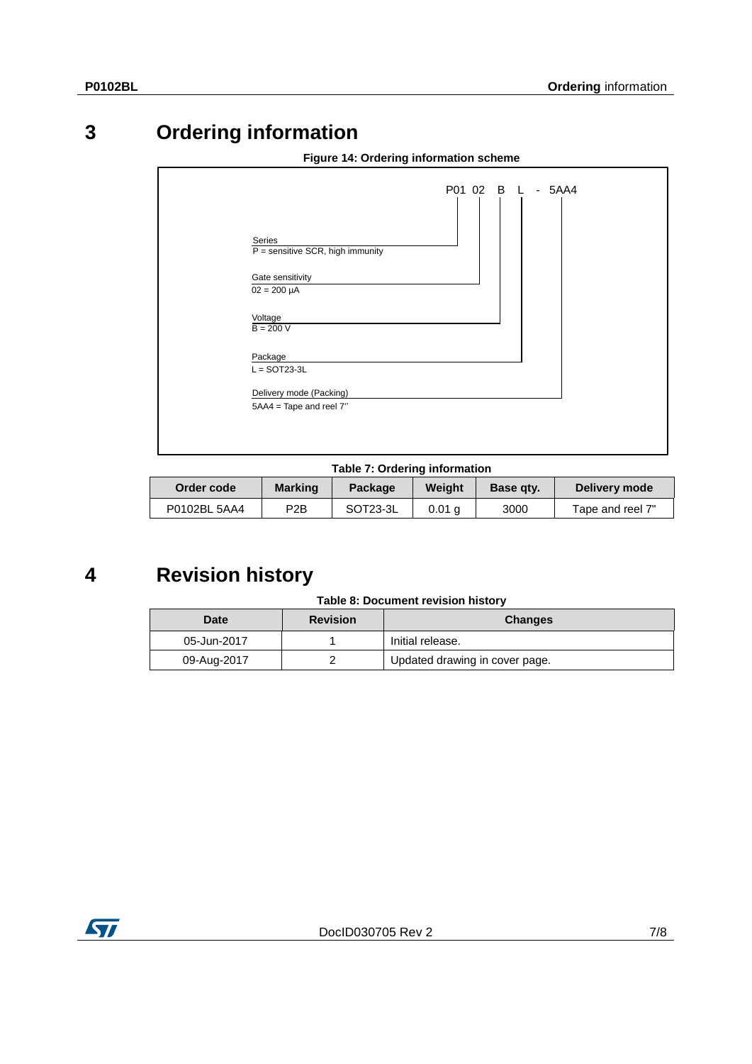# 3 Ordering information

**Figure 14: Ordering information scheme**

P01 02 B L - 5AA4

- Series
  - P = sensitive SCR, high immunity
- Gate sensitivity
  - 02 = 200 µA
- Voltage
  - B = 200 V
- Package
  - L = SOT23-3L
- Delivery mode (Packing)
  - 5AA4 = Tape and reel 7''

**Table 7: Ordering information**

| Order code | Marking | Package | Weight | Base qty. | Delivery mode |
|---|---|---|---|---|---|
| P0102BL 5AA4 | P2B | SOT23-3L | 0.01 g | 3000 | Tape and reel 7" |

# 4 Revision history

**Table 8: Document revision history**

| Date | Revision | Changes |
|---|---|---|
| 05-Jun-2017 | 1 | Initial release. |
| 09-Aug-2017 | 2 | Updated drawing in cover page. |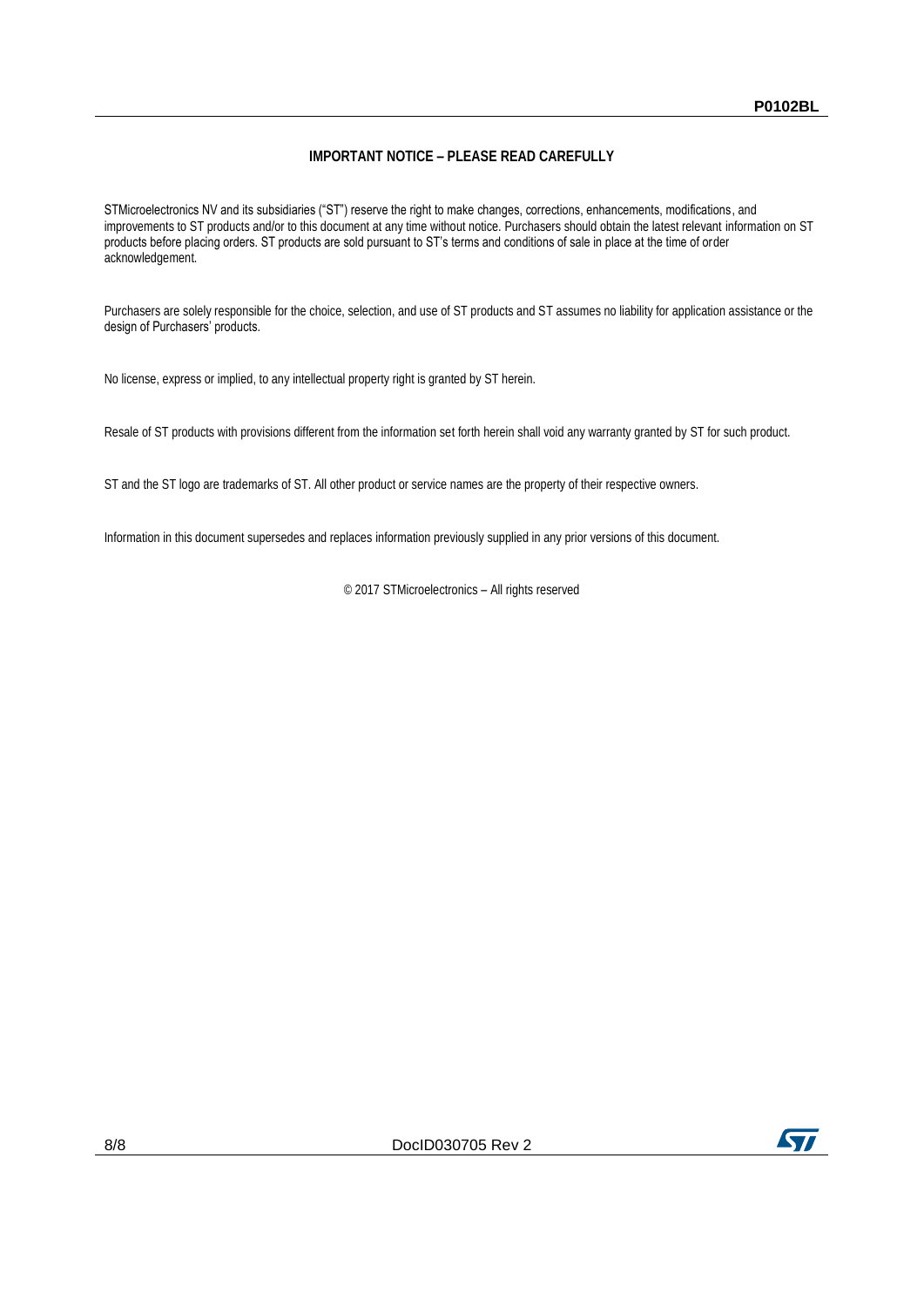**IMPORTANT NOTICE – PLEASE READ CAREFULLY**

STMicroelectronics NV and its subsidiaries (“ST”) reserve the right to make changes, corrections, enhancements, modifications, and improvements to ST products and/or to this document at any time without notice. Purchasers should obtain the latest relevant information on ST products before placing orders. ST products are sold pursuant to ST’s terms and conditions of sale in place at the time of order acknowledgement.

Purchasers are solely responsible for the choice, selection, and use of ST products and ST assumes no liability for application assistance or the design of Purchasers’ products.

No license, express or implied, to any intellectual property right is granted by ST herein.

Resale of ST products with provisions different from the information set forth herein shall void any warranty granted by ST for such product.

ST and the ST logo are trademarks of ST. All other product or service names are the property of their respective owners.

Information in this document supersedes and replaces information previously supplied in any prior versions of this document.

© 2017 STMicroelectronics – All rights reserved